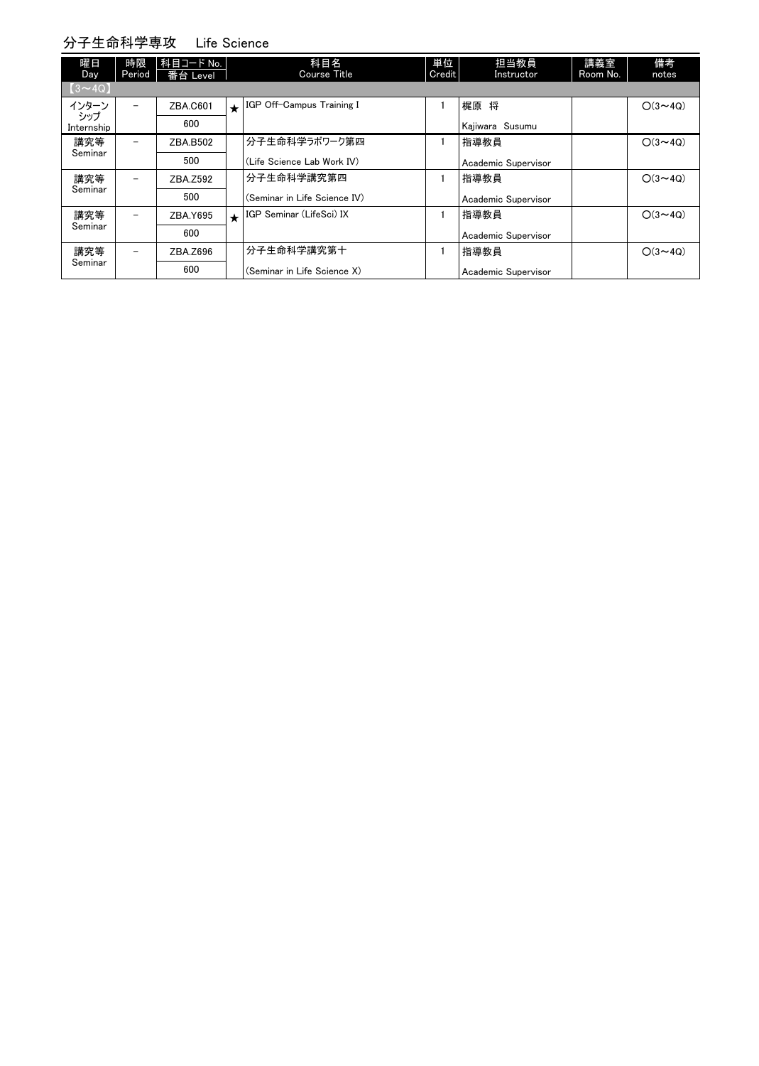## 分子生命科学専攻　Life Science

| 曜日 Day | 時限 Period | 科目コード No. 番台 Level | | 科目名 Course Title | 単位 Credit | 担当教員 Instructor | 講義室 Room No. | 備考 notes |
|---|---|---|---|---|---|---|---|---|
| 【3～4Q】 | | | | | | | | |
| インターンシップ Internship | － | ZBA.C601 600 | ★ | IGP Off-Campus Training I | 1 | 梶原 将 Kajiwara Susumu | | ○(3～4Q) |
| 講究等 Seminar | － | ZBA.B502 500 | | 分子生命科学ラボワーク第四 (Life Science Lab Work IV) | 1 | 指導教員 Academic Supervisor | | ○(3～4Q) |
| 講究等 Seminar | － | ZBA.Z592 500 | | 分子生命科学講究第四 (Seminar in Life Science IV) | 1 | 指導教員 Academic Supervisor | | ○(3～4Q) |
| 講究等 Seminar | － | ZBA.Y695 600 | ★ | IGP Seminar (LifeSci) IX | 1 | 指導教員 Academic Supervisor | | ○(3～4Q) |
| 講究等 Seminar | － | ZBA.Z696 600 | | 分子生命科学講究第十 (Seminar in Life Science X) | 1 | 指導教員 Academic Supervisor | | ○(3～4Q) |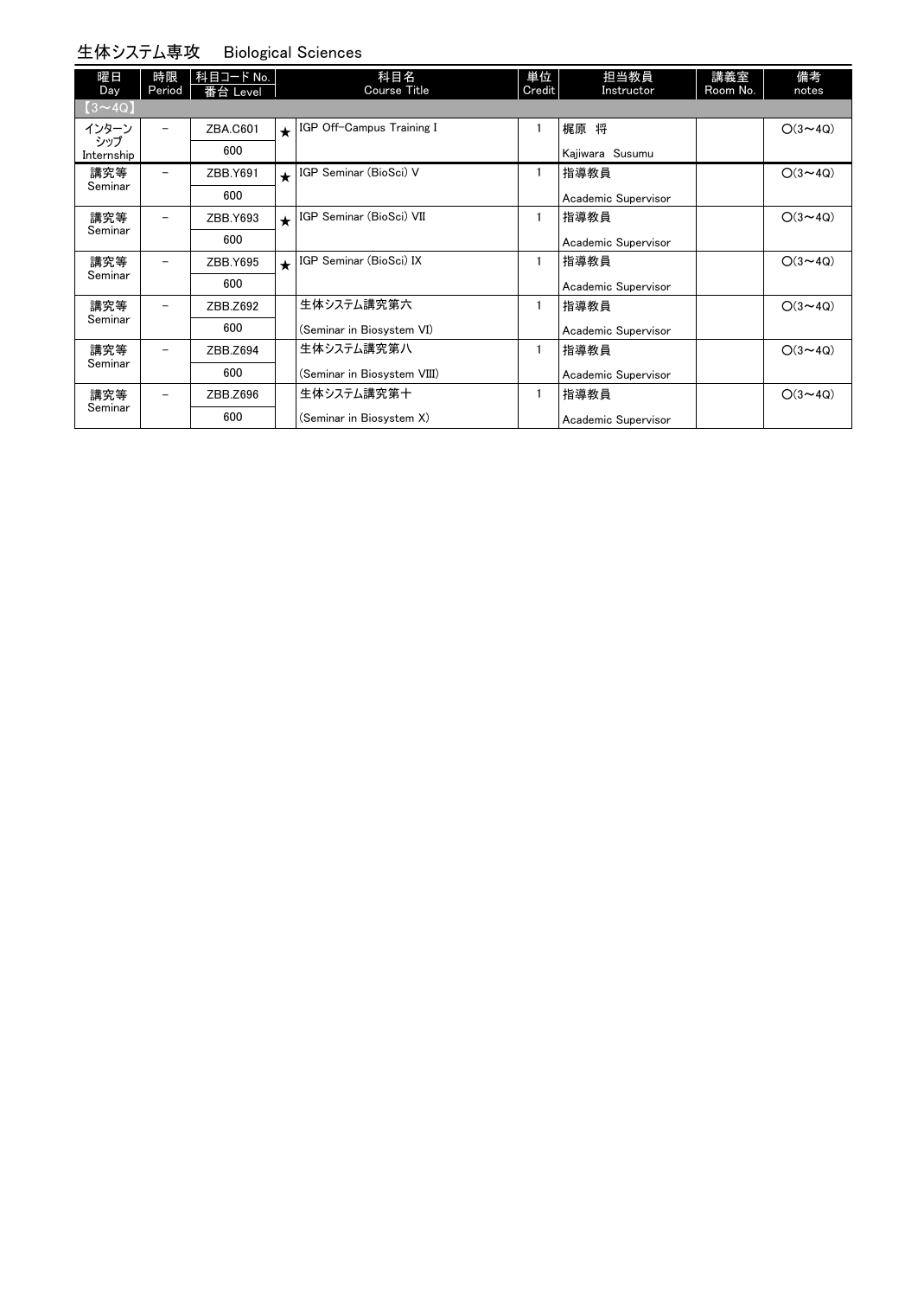## 生体システム専攻　Biological Sciences

| 曜日 Day | 時限 Period | 科目コード No. 番台 Level | | 科目名 Course Title | 単位 Credit | 担当教員 Instructor | 講義室 Room No. | 備考 notes |
|---|---|---|---|---|---|---|---|---|
| 【3〜4Q】 | | | | | | | | |
| インターンシップ Internship | － | ZBA.C601 600 | ★ | IGP Off-Campus Training I | 1 | 梶原 将 Kajiwara Susumu | | ○(3〜4Q) |
| 講究等 Seminar | － | ZBB.Y691 600 | ★ | IGP Seminar (BioSci) V | 1 | 指導教員 Academic Supervisor | | ○(3〜4Q) |
| 講究等 Seminar | － | ZBB.Y693 600 | ★ | IGP Seminar (BioSci) VII | 1 | 指導教員 Academic Supervisor | | ○(3〜4Q) |
| 講究等 Seminar | － | ZBB.Y695 600 | ★ | IGP Seminar (BioSci) IX | 1 | 指導教員 Academic Supervisor | | ○(3〜4Q) |
| 講究等 Seminar | － | ZBB.Z692 600 | | 生体システム講究第六 (Seminar in Biosystem VI) | 1 | 指導教員 Academic Supervisor | | ○(3〜4Q) |
| 講究等 Seminar | － | ZBB.Z694 600 | | 生体システム講究第八 (Seminar in Biosystem VIII) | 1 | 指導教員 Academic Supervisor | | ○(3〜4Q) |
| 講究等 Seminar | － | ZBB.Z696 600 | | 生体システム講究第十 (Seminar in Biosystem X) | 1 | 指導教員 Academic Supervisor | | ○(3〜4Q) |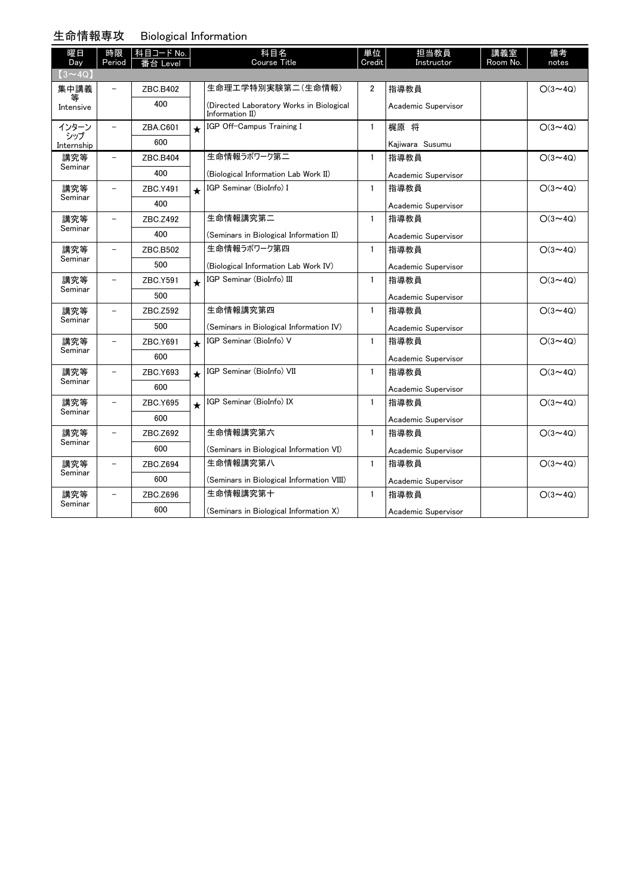## 生命情報専攻　Biological Information

| 曜日 Day | 時限 Period | 科目コード No. 番台 Level | | 科目名 Course Title | 単位 Credit | 担当教員 Instructor | 講義室 Room No. | 備考 notes |
|---|---|---|---|---|---|---|---|---|
| 【3～4Q】 | | | | | | | | |
| 集中講義等 Intensive | － | ZBC.B402 400 | | 生命理工学特別実験第二（生命情報） (Directed Laboratory Works in Biological Information II) | 2 | 指導教員 Academic Supervisor | | ○(3～4Q) |
| インターンシップ Internship | － | ZBA.C601 600 | ★ | IGP Off-Campus Training I | 1 | 梶原 将 Kajiwara Susumu | | ○(3～4Q) |
| 講究等 Seminar | － | ZBC.B404 400 | | 生命情報ラボワーク第二 (Biological Information Lab Work II) | 1 | 指導教員 Academic Supervisor | | ○(3～4Q) |
| 講究等 Seminar | － | ZBC.Y491 400 | ★ | IGP Seminar (BioInfo) I | 1 | 指導教員 Academic Supervisor | | ○(3～4Q) |
| 講究等 Seminar | － | ZBC.Z492 400 | | 生命情報講究第二 (Seminars in Biological Information II) | 1 | 指導教員 Academic Supervisor | | ○(3～4Q) |
| 講究等 Seminar | － | ZBC.B502 500 | | 生命情報ラボワーク第四 (Biological Information Lab Work IV) | 1 | 指導教員 Academic Supervisor | | ○(3～4Q) |
| 講究等 Seminar | － | ZBC.Y591 500 | ★ | IGP Seminar (BioInfo) III | 1 | 指導教員 Academic Supervisor | | ○(3～4Q) |
| 講究等 Seminar | － | ZBC.Z592 500 | | 生命情報講究第四 (Seminars in Biological Information IV) | 1 | 指導教員 Academic Supervisor | | ○(3～4Q) |
| 講究等 Seminar | － | ZBC.Y691 600 | ★ | IGP Seminar (BioInfo) V | 1 | 指導教員 Academic Supervisor | | ○(3～4Q) |
| 講究等 Seminar | － | ZBC.Y693 600 | ★ | IGP Seminar (BioInfo) VII | 1 | 指導教員 Academic Supervisor | | ○(3～4Q) |
| 講究等 Seminar | － | ZBC.Y695 600 | ★ | IGP Seminar (BioInfo) IX | 1 | 指導教員 Academic Supervisor | | ○(3～4Q) |
| 講究等 Seminar | － | ZBC.Z692 600 | | 生命情報講究第六 (Seminars in Biological Information VI) | 1 | 指導教員 Academic Supervisor | | ○(3～4Q) |
| 講究等 Seminar | － | ZBC.Z694 600 | | 生命情報講究第八 (Seminars in Biological Information VIII) | 1 | 指導教員 Academic Supervisor | | ○(3～4Q) |
| 講究等 Seminar | － | ZBC.Z696 600 | | 生命情報講究第十 (Seminars in Biological Information X) | 1 | 指導教員 Academic Supervisor | | ○(3～4Q) |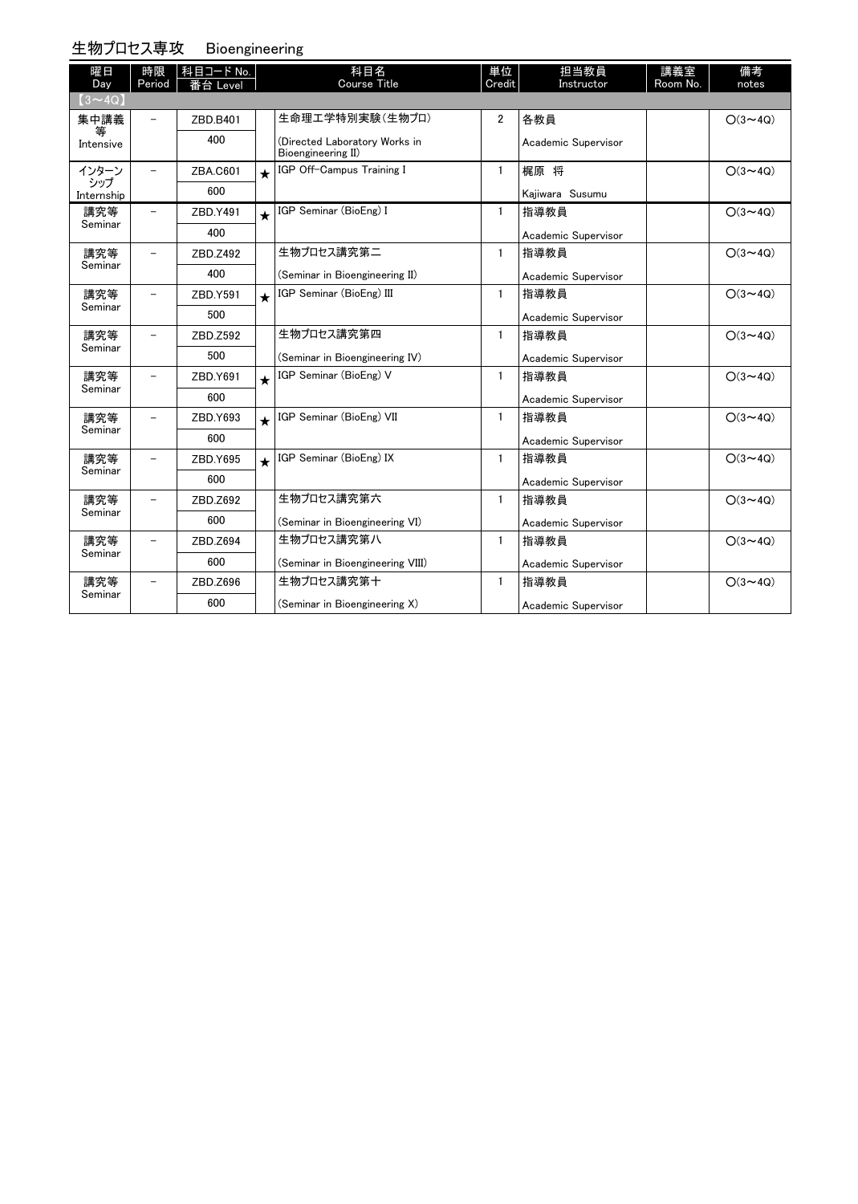## 生物プロセス専攻　Bioengineering

| 曜日 Day | 時限 Period | 科目コード No. 番台 Level | | 科目名 Course Title | 単位 Credit | 担当教員 Instructor | 講義室 Room No. | 備考 notes |
|---|---|---|---|---|---|---|---|---|
| 【3～4Q】 | | | | | | | | |
| 集中講義等 Intensive | － | ZBD.B401<br>400 | | 生命理工学特別実験（生物プロ）<br>(Directed Laboratory Works in Bioengineering II) | 2 | 各教員<br>Academic Supervisor | | ○(3～4Q) |
| インターンシップ Internship | － | ZBA.C601<br>600 | ★ | IGP Off-Campus Training I | 1 | 梶原 将<br>Kajiwara Susumu | | ○(3～4Q) |
| 講究等 Seminar | － | ZBD.Y491<br>400 | ★ | IGP Seminar (BioEng) I | 1 | 指導教員<br>Academic Supervisor | | ○(3～4Q) |
| 講究等 Seminar | － | ZBD.Z492<br>400 | | 生物プロセス講究第二<br>(Seminar in Bioengineering II) | 1 | 指導教員<br>Academic Supervisor | | ○(3～4Q) |
| 講究等 Seminar | － | ZBD.Y591<br>500 | ★ | IGP Seminar (BioEng) III | 1 | 指導教員<br>Academic Supervisor | | ○(3～4Q) |
| 講究等 Seminar | － | ZBD.Z592<br>500 | | 生物プロセス講究第四<br>(Seminar in Bioengineering IV) | 1 | 指導教員<br>Academic Supervisor | | ○(3～4Q) |
| 講究等 Seminar | － | ZBD.Y691<br>600 | ★ | IGP Seminar (BioEng) V | 1 | 指導教員<br>Academic Supervisor | | ○(3～4Q) |
| 講究等 Seminar | － | ZBD.Y693<br>600 | ★ | IGP Seminar (BioEng) VII | 1 | 指導教員<br>Academic Supervisor | | ○(3～4Q) |
| 講究等 Seminar | － | ZBD.Y695<br>600 | ★ | IGP Seminar (BioEng) IX | 1 | 指導教員<br>Academic Supervisor | | ○(3～4Q) |
| 講究等 Seminar | － | ZBD.Z692<br>600 | | 生物プロセス講究第六<br>(Seminar in Bioengineering VI) | 1 | 指導教員<br>Academic Supervisor | | ○(3～4Q) |
| 講究等 Seminar | － | ZBD.Z694<br>600 | | 生物プロセス講究第八<br>(Seminar in Bioengineering VIII) | 1 | 指導教員<br>Academic Supervisor | | ○(3～4Q) |
| 講究等 Seminar | － | ZBD.Z696<br>600 | | 生物プロセス講究第十<br>(Seminar in Bioengineering X) | 1 | 指導教員<br>Academic Supervisor | | ○(3～4Q) |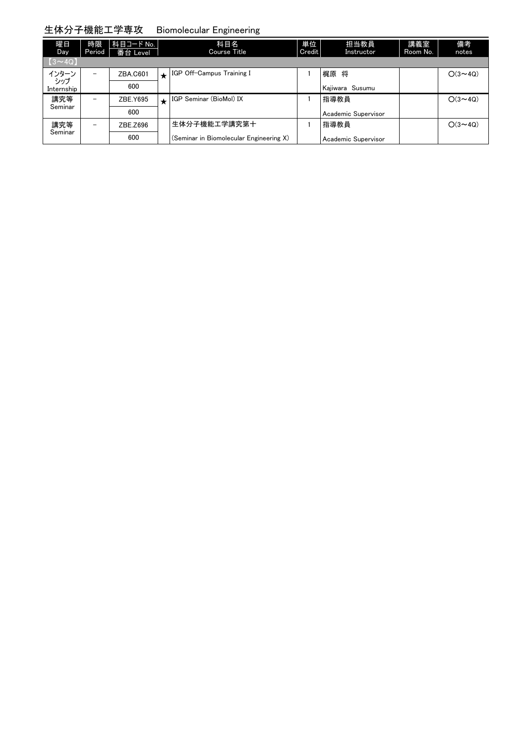## 生体分子機能工学専攻　Biomolecular Engineering

| 曜日 Day | 時限 Period | 科目コード No. 番台 Level | | 科目名 Course Title | 単位 Credit | 担当教員 Instructor | 講義室 Room No. | 備考 notes |
|---|---|---|---|---|---|---|---|---|
| 【3～4Q】 | | | | | | | | |
| インターンシップ Internship | － | ZBA.C601 600 | ★ | IGP Off-Campus Training I | 1 | 梶原 将 Kajiwara Susumu | | ○(3～4Q) |
| 講究等 Seminar | － | ZBE.Y695 600 | ★ | IGP Seminar (BioMol) IX | 1 | 指導教員 Academic Supervisor | | ○(3～4Q) |
| 講究等 Seminar | － | ZBE.Z696 600 | | 生体分子機能工学講究第十 (Seminar in Biomolecular Engineering X) | 1 | 指導教員 Academic Supervisor | | ○(3～4Q) |